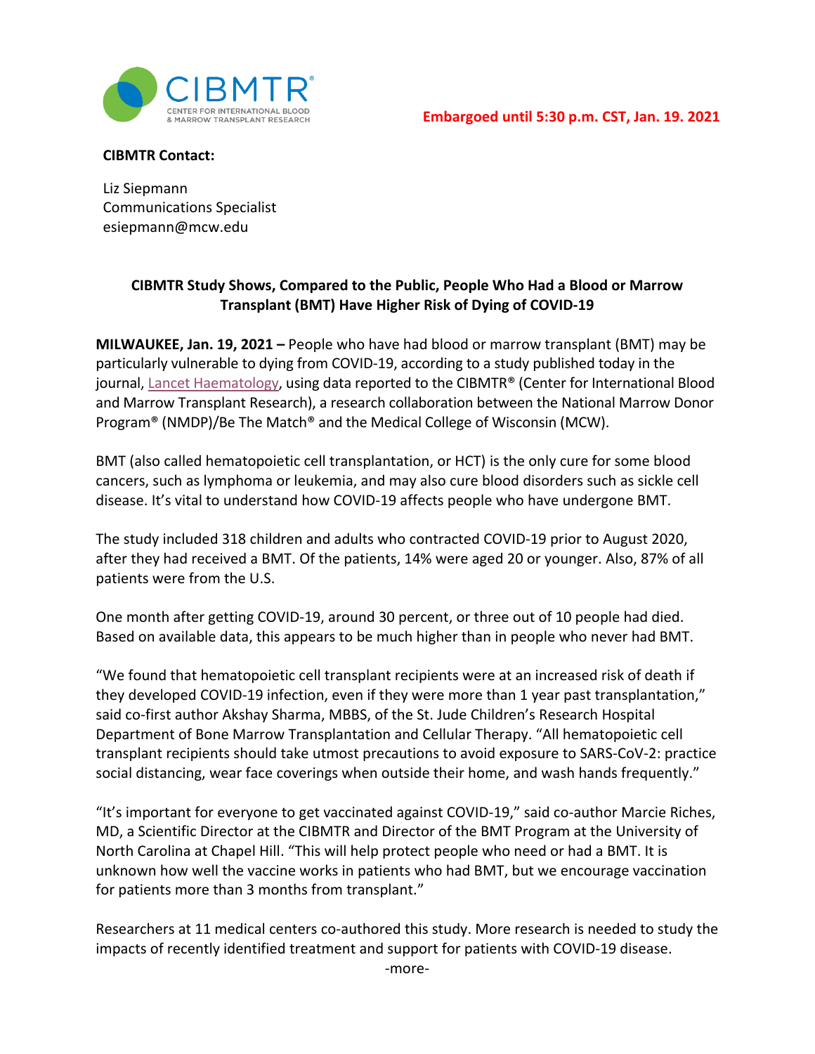CIBMTR® CENTER FOR INTERNATIONAL BLOOD & MARROW TRANSPLANT RESEARCH

**Embargoed until 5:30 p.m. CST, Jan. 19. 2021**

**CIBMTR Contact:**

Liz Siepmann
Communications Specialist
esiepmann@mcw.edu

## CIBMTR Study Shows, Compared to the Public, People Who Had a Blood or Marrow Transplant (BMT) Have Higher Risk of Dying of COVID-19

**MILWAUKEE, Jan. 19, 2021 –** People who have had blood or marrow transplant (BMT) may be particularly vulnerable to dying from COVID-19, according to a study published today in the journal, Lancet Haematology, using data reported to the CIBMTR® (Center for International Blood and Marrow Transplant Research), a research collaboration between the National Marrow Donor Program® (NMDP)/Be The Match® and the Medical College of Wisconsin (MCW).

BMT (also called hematopoietic cell transplantation, or HCT) is the only cure for some blood cancers, such as lymphoma or leukemia, and may also cure blood disorders such as sickle cell disease. It's vital to understand how COVID-19 affects people who have undergone BMT.

The study included 318 children and adults who contracted COVID-19 prior to August 2020, after they had received a BMT. Of the patients, 14% were aged 20 or younger. Also, 87% of all patients were from the U.S.

One month after getting COVID-19, around 30 percent, or three out of 10 people had died. Based on available data, this appears to be much higher than in people who never had BMT.

"We found that hematopoietic cell transplant recipients were at an increased risk of death if they developed COVID-19 infection, even if they were more than 1 year past transplantation," said co-first author Akshay Sharma, MBBS, of the St. Jude Children's Research Hospital Department of Bone Marrow Transplantation and Cellular Therapy. "All hematopoietic cell transplant recipients should take utmost precautions to avoid exposure to SARS-CoV-2: practice social distancing, wear face coverings when outside their home, and wash hands frequently."

"It's important for everyone to get vaccinated against COVID-19," said co-author Marcie Riches, MD, a Scientific Director at the CIBMTR and Director of the BMT Program at the University of North Carolina at Chapel Hill. "This will help protect people who need or had a BMT. It is unknown how well the vaccine works in patients who had BMT, but we encourage vaccination for patients more than 3 months from transplant."

Researchers at 11 medical centers co-authored this study. More research is needed to study the impacts of recently identified treatment and support for patients with COVID-19 disease.

-more-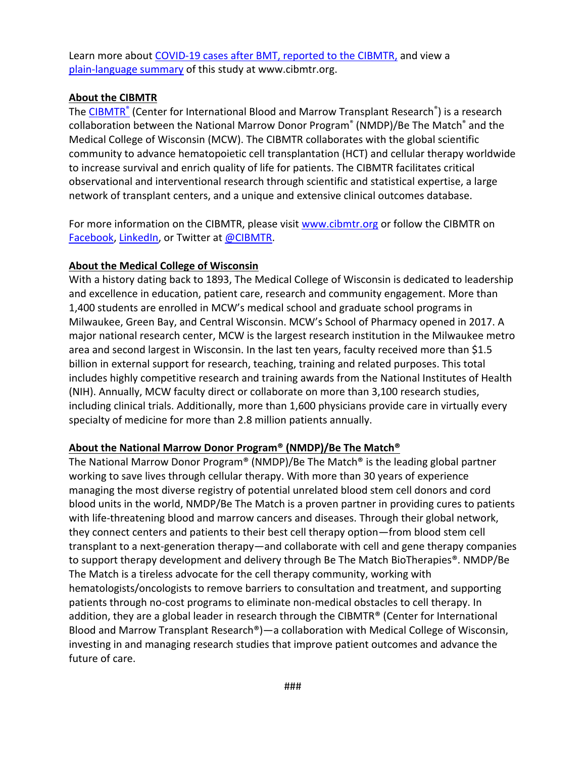Learn more about COVID-19 cases after BMT, reported to the CIBMTR, and view a plain-language summary of this study at www.cibmtr.org.

**About the CIBMTR**

The CIBMTR® (Center for International Blood and Marrow Transplant Research®) is a research collaboration between the National Marrow Donor Program® (NMDP)/Be The Match® and the Medical College of Wisconsin (MCW). The CIBMTR collaborates with the global scientific community to advance hematopoietic cell transplantation (HCT) and cellular therapy worldwide to increase survival and enrich quality of life for patients. The CIBMTR facilitates critical observational and interventional research through scientific and statistical expertise, a large network of transplant centers, and a unique and extensive clinical outcomes database.

For more information on the CIBMTR, please visit www.cibmtr.org or follow the CIBMTR on Facebook, LinkedIn, or Twitter at @CIBMTR.

**About the Medical College of Wisconsin**

With a history dating back to 1893, The Medical College of Wisconsin is dedicated to leadership and excellence in education, patient care, research and community engagement. More than 1,400 students are enrolled in MCW's medical school and graduate school programs in Milwaukee, Green Bay, and Central Wisconsin. MCW's School of Pharmacy opened in 2017. A major national research center, MCW is the largest research institution in the Milwaukee metro area and second largest in Wisconsin. In the last ten years, faculty received more than $1.5 billion in external support for research, teaching, training and related purposes. This total includes highly competitive research and training awards from the National Institutes of Health (NIH). Annually, MCW faculty direct or collaborate on more than 3,100 research studies, including clinical trials. Additionally, more than 1,600 physicians provide care in virtually every specialty of medicine for more than 2.8 million patients annually.

**About the National Marrow Donor Program® (NMDP)/Be The Match®**

The National Marrow Donor Program® (NMDP)/Be The Match® is the leading global partner working to save lives through cellular therapy. With more than 30 years of experience managing the most diverse registry of potential unrelated blood stem cell donors and cord blood units in the world, NMDP/Be The Match is a proven partner in providing cures to patients with life-threatening blood and marrow cancers and diseases. Through their global network, they connect centers and patients to their best cell therapy option—from blood stem cell transplant to a next-generation therapy—and collaborate with cell and gene therapy companies to support therapy development and delivery through Be The Match BioTherapies®. NMDP/Be The Match is a tireless advocate for the cell therapy community, working with hematologists/oncologists to remove barriers to consultation and treatment, and supporting patients through no-cost programs to eliminate non-medical obstacles to cell therapy. In addition, they are a global leader in research through the CIBMTR® (Center for International Blood and Marrow Transplant Research®)—a collaboration with Medical College of Wisconsin, investing in and managing research studies that improve patient outcomes and advance the future of care.

###